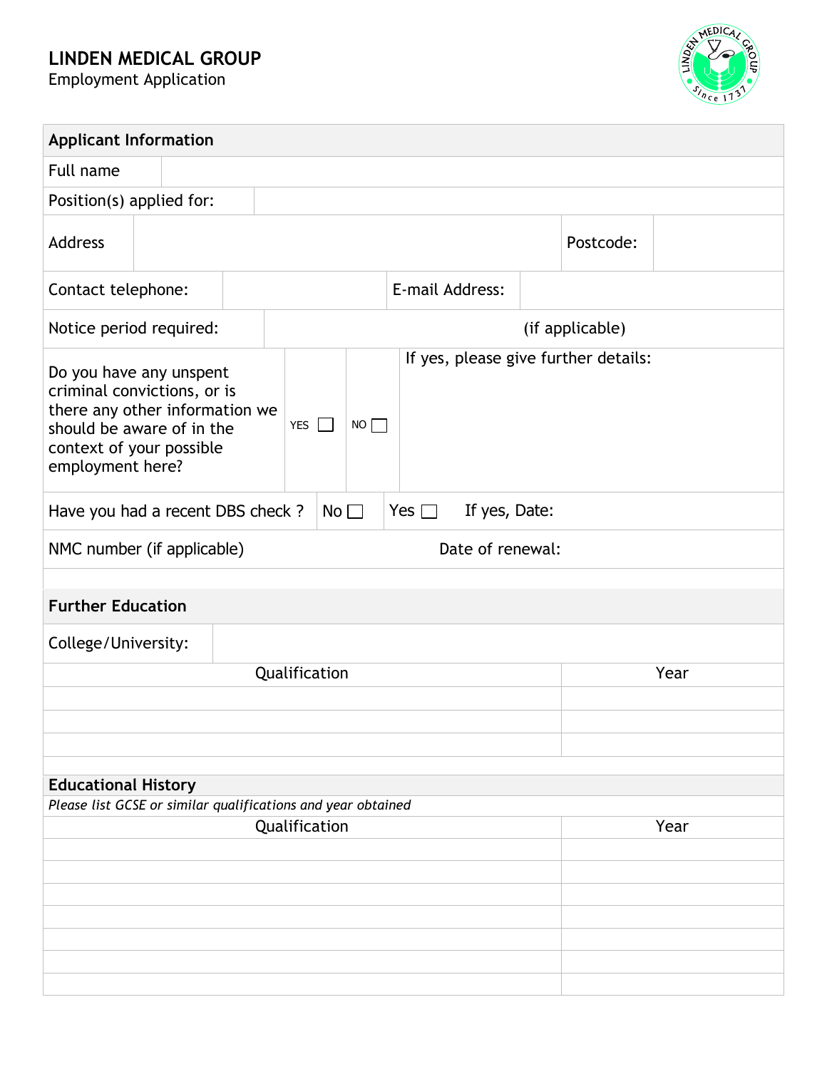# LINDEN MEDICAL GROUP

Employment Application

| Applicant Information | | | |
|---|---|---|---|
| Full name | | | |
| Position(s) applied for: | | | |
| Address | | Postcode: | |
| Contact telephone: | | E-mail Address: | |
| Notice period required: | | (if applicable) | |

| | | | |
|---|---|---|---|
| Do you have any unspent criminal convictions, or is there any other information we should be aware of in the context of your possible employment here? | YES ☐ | NO ☐ | If yes, please give further details: |

| | | | |
|---|---|---|---|
| Have you had a recent DBS check ? | No ☐ | Yes ☐ | If yes, Date: |
| NMC number (if applicable) | | Date of renewal: | |

| Further Education | |
|---|---|
| College/University: | |
| Qualification | Year |
| | |
| | |
| | |

| Educational History | |
|---|---|
| *Please list GCSE or similar qualifications and year obtained* | |
| Qualification | Year |
| | |
| | |
| | |
| | |
| | |
| | |
| | |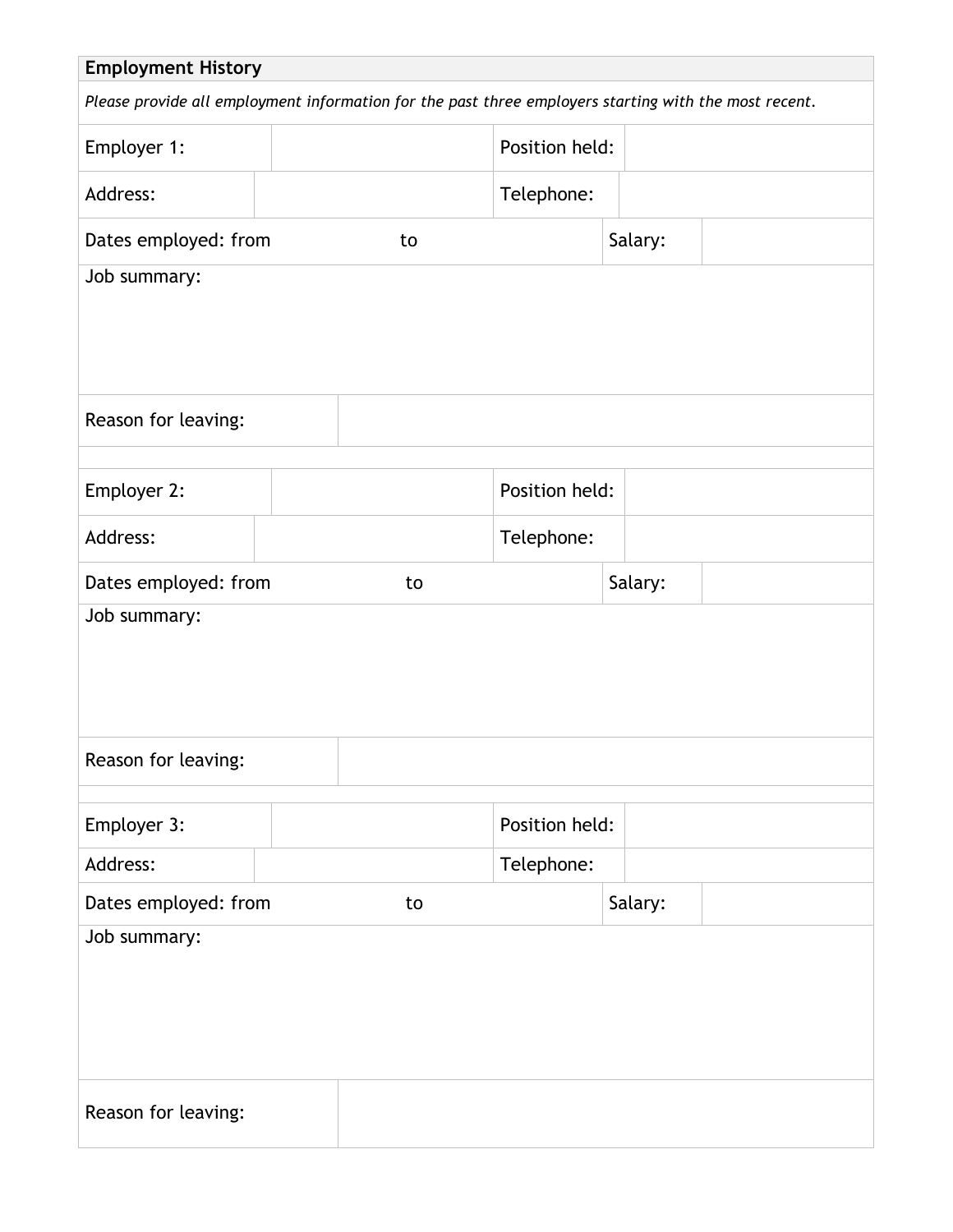## Employment History

*Please provide all employment information for the past three employers starting with the most recent.*

| | | | |
|---|---|---|---|
| Employer 1: | | Position held: | |
| Address: | | Telephone: | |
| Dates employed: from | to | Salary: | |
| Job summary: | | | |
| Reason for leaving: | | | |

| | | | |
|---|---|---|---|
| Employer 2: | | Position held: | |
| Address: | | Telephone: | |
| Dates employed: from | to | Salary: | |
| Job summary: | | | |
| Reason for leaving: | | | |

| | | | |
|---|---|---|---|
| Employer 3: | | Position held: | |
| Address: | | Telephone: | |
| Dates employed: from | to | Salary: | |
| Job summary: | | | |
| Reason for leaving: | | | |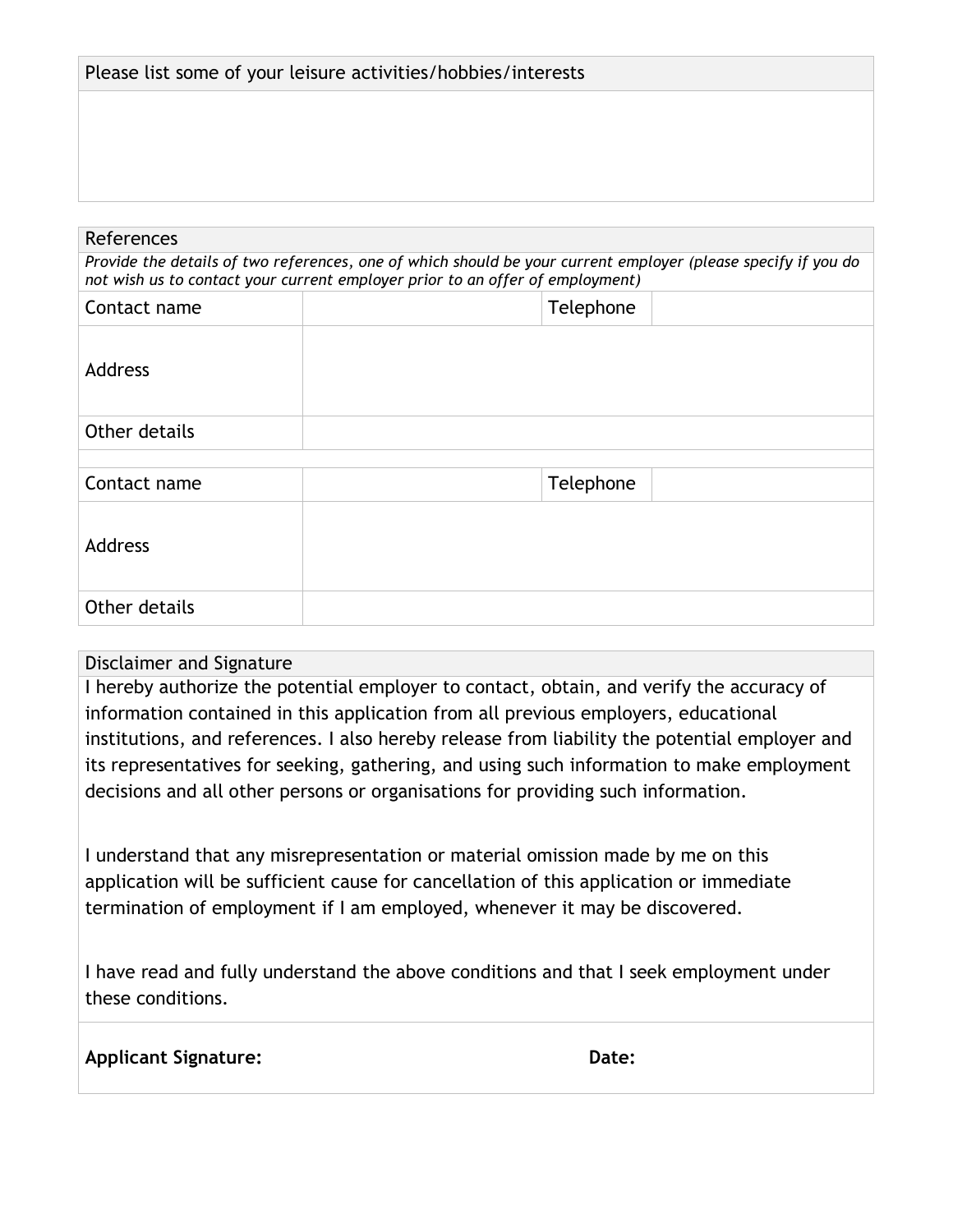| Please list some of your leisure activities/hobbies/interests |
| --- |
| |

| References | | | |
| --- | --- | --- | --- |
| *Provide the details of two references, one of which should be your current employer (please specify if you do not wish us to contact your current employer prior to an offer of employment)* | | | |
| Contact name | | Telephone | |
| Address | | | |
| Other details | | | |
| | | | |
| Contact name | | Telephone | |
| Address | | | |
| Other details | | | |

## Disclaimer and Signature

I hereby authorize the potential employer to contact, obtain, and verify the accuracy of information contained in this application from all previous employers, educational institutions, and references. I also hereby release from liability the potential employer and its representatives for seeking, gathering, and using such information to make employment decisions and all other persons or organisations for providing such information.

I understand that any misrepresentation or material omission made by me on this application will be sufficient cause for cancellation of this application or immediate termination of employment if I am employed, whenever it may be discovered.

I have read and fully understand the above conditions and that I seek employment under these conditions.

**Applicant Signature:** **Date:**